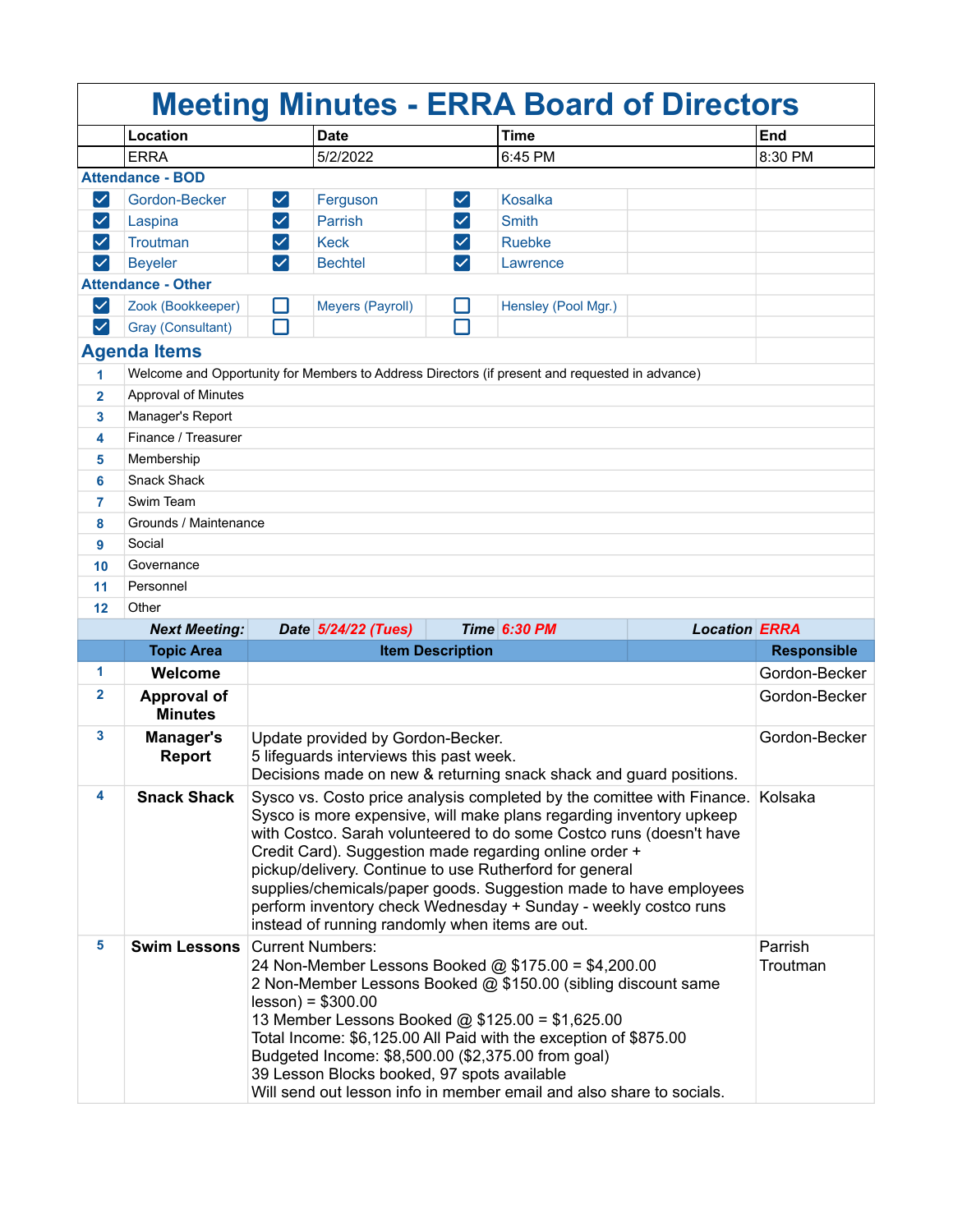# Meeting Minutes - ERRA Board of Directors

| Location | Date | Time | End |
|---|---|---|---|
| ERRA | 5/2/2022 | 6:45 PM | 8:30 PM |

**Attendance - BOD**

| | | | | | |
|---|---|---|---|---|---|
| ☑ | Gordon-Becker | ☑ | Ferguson | ☑ | Kosalka |
| ☑ | Laspina | ☑ | Parrish | ☑ | Smith |
| ☑ | Troutman | ☑ | Keck | ☑ | Ruebke |
| ☑ | Beyeler | ☑ | Bechtel | ☑ | Lawrence |

**Attendance - Other**

| | | | | | |
|---|---|---|---|---|---|
| ☑ | Zook (Bookkeeper) | ☐ | Meyers (Payroll) | ☐ | Hensley (Pool Mgr.) |
| ☑ | Gray (Consultant) | ☐ | | ☐ | |

## Agenda Items

1. Welcome and Opportunity for Members to Address Directors (if present and requested in advance)
2. Approval of Minutes
3. Manager's Report
4. Finance / Treasurer
5. Membership
6. Snack Shack
7. Swim Team
8. Grounds / Maintenance
9. Social
10. Governance
11. Personnel
12. Other

***Next Meeting:*** ***Date*** *5/24/22 (Tues)* ***Time*** *6:30 PM* ***Location*** *ERRA*

| | Topic Area | Item Description | Responsible |
|---|---|---|---|
| 1 | **Welcome** | | Gordon-Becker |
| 2 | **Approval of Minutes** | | Gordon-Becker |
| 3 | **Manager's Report** | Update provided by Gordon-Becker.<br>5 lifeguards interviews this past week.<br>Decisions made on new & returning snack shack and guard positions. | Gordon-Becker |
| 4 | **Snack Shack** | Sysco vs. Costo price analysis completed by the comittee with Finance. Sysco is more expensive, will make plans regarding inventory upkeep with Costco. Sarah volunteered to do some Costco runs (doesn't have Credit Card). Suggestion made regarding online order + pickup/delivery. Continue to use Rutherford for general supplies/chemicals/paper goods. Suggestion made to have employees perform inventory check Wednesday + Sunday - weekly costco runs instead of running randomly when items are out. | Kolsaka |
| 5 | **Swim Lessons** | Current Numbers:<br>24 Non-Member Lessons Booked @ $175.00 = $4,200.00<br>2 Non-Member Lessons Booked @ $150.00 (sibling discount same lesson) = $300.00<br>13 Member Lessons Booked @ $125.00 = $1,625.00<br>Total Income: $6,125.00 All Paid with the exception of $875.00<br>Budgeted Income: $8,500.00 ($2,375.00 from goal)<br>39 Lesson Blocks booked, 97 spots available<br>Will send out lesson info in member email and also share to socials. | Parrish<br>Troutman |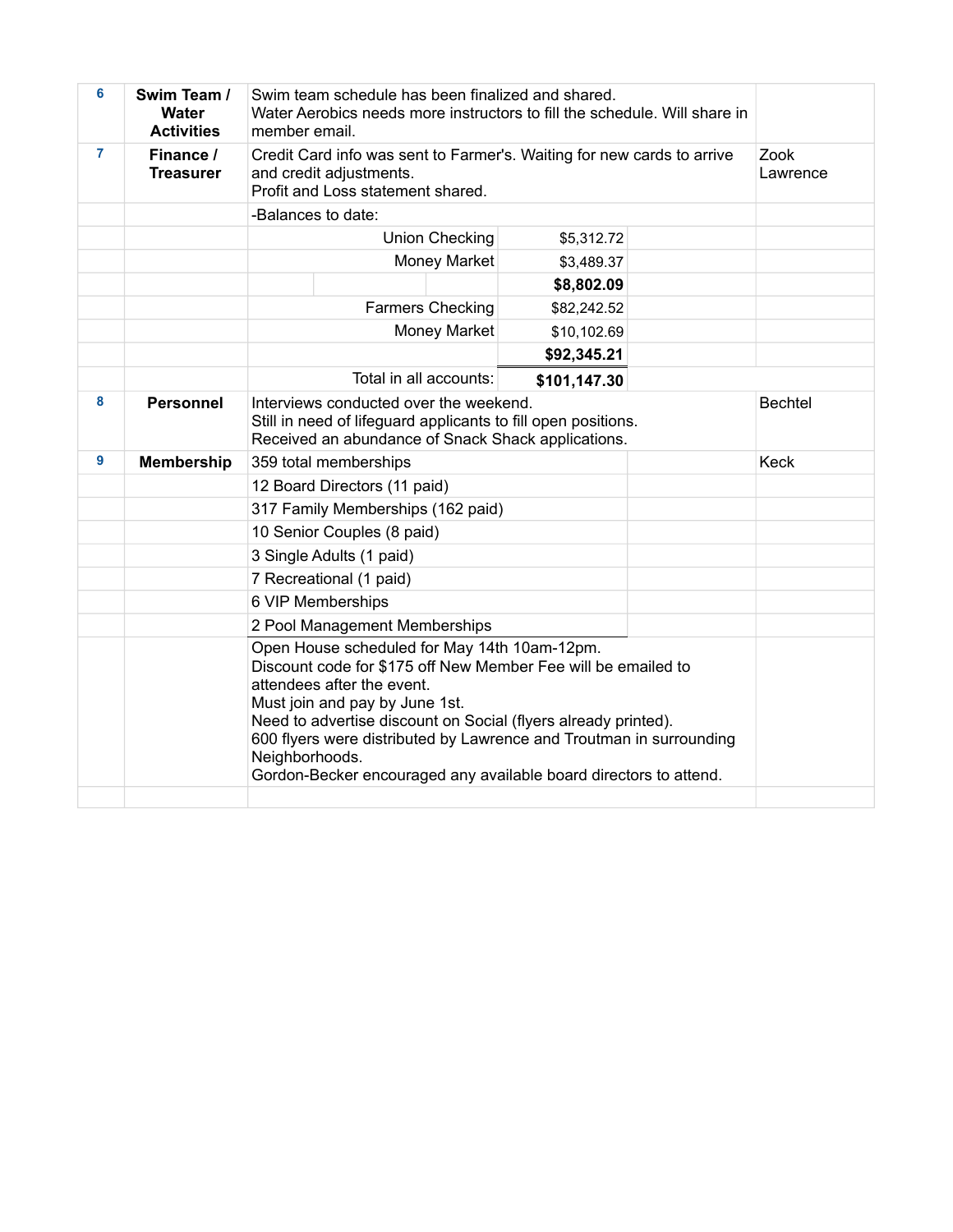| # | Topic | Discussion | | | Responsible |
|---|---|---|---|---|---|
| 6 | **Swim Team / Water Activities** | Swim team schedule has been finalized and shared.<br>Water Aerobics needs more instructors to fill the schedule. Will share in member email. | | | |
| 7 | **Finance / Treasurer** | Credit Card info was sent to Farmer's. Waiting for new cards to arrive and credit adjustments.<br>Profit and Loss statement shared. | | | Zook<br>Lawrence |
| | | -Balances to date: | | | |
| | | Union Checking | $5,312.72 | | |
| | | Money Market | $3,489.37 | | |
| | | | **$8,802.09** | | |
| | | Farmers Checking | $82,242.52 | | |
| | | Money Market | $10,102.69 | | |
| | | | **$92,345.21** | | |
| | | Total in all accounts: | **$101,147.30** | | |
| 8 | **Personnel** | Interviews conducted over the weekend.<br>Still in need of lifeguard applicants to fill open positions.<br>Received an abundance of Snack Shack applications. | | | Bechtel |
| 9 | **Membership** | 359 total memberships | | | Keck |
| | | 12 Board Directors (11 paid) | | | |
| | | 317 Family Memberships (162 paid) | | | |
| | | 10 Senior Couples (8 paid) | | | |
| | | 3 Single Adults (1 paid) | | | |
| | | 7 Recreational (1 paid) | | | |
| | | 6 VIP Memberships | | | |
| | | 2 Pool Management Memberships | | | |
| | | Open House scheduled for May 14th 10am-12pm.<br>Discount code for $175 off New Member Fee will be emailed to attendees after the event.<br>Must join and pay by June 1st.<br>Need to advertise discount on Social (flyers already printed).<br>600 flyers were distributed by Lawrence and Troutman in surrounding Neighborhoods.<br>Gordon-Becker encouraged any available board directors to attend. | | | |
| | | | | | |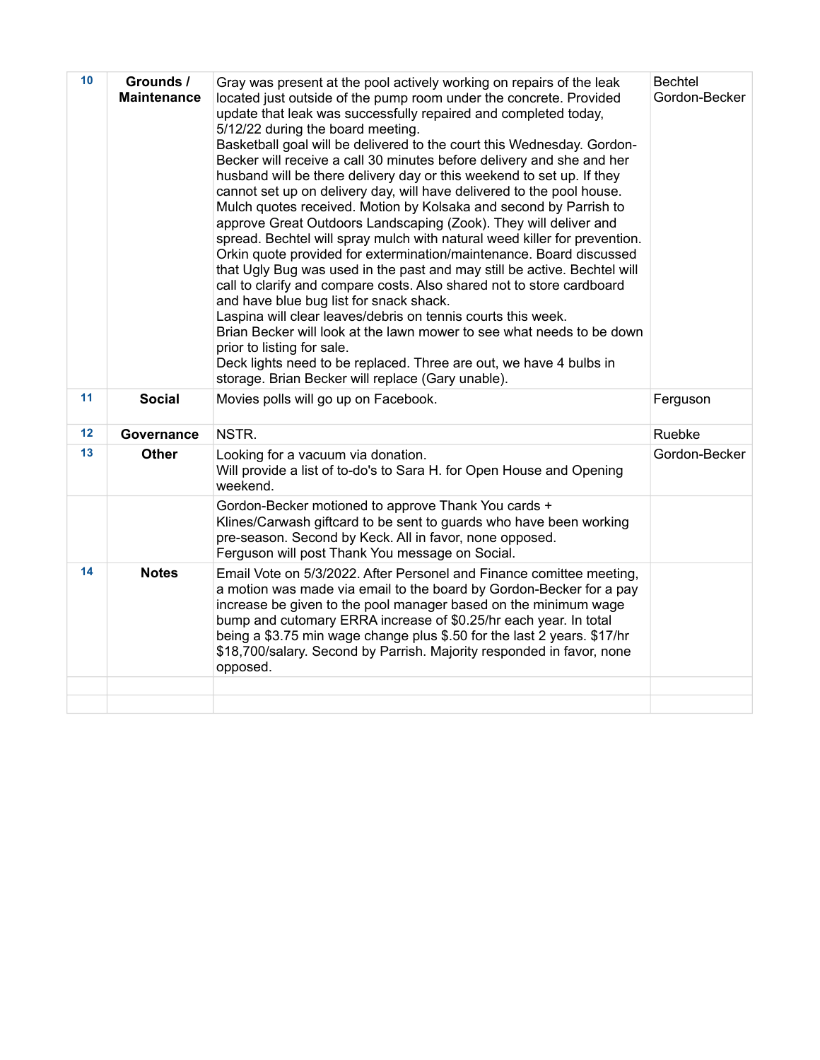| | | | |
|---|---|---|---|
| 10 | **Grounds / Maintenance** | Gray was present at the pool actively working on repairs of the leak located just outside of the pump room under the concrete. Provided update that leak was successfully repaired and completed today, 5/12/22 during the board meeting.<br>Basketball goal will be delivered to the court this Wednesday. Gordon-Becker will receive a call 30 minutes before delivery and she and her husband will be there delivery day or this weekend to set up. If they cannot set up on delivery day, will have delivered to the pool house.<br>Mulch quotes received. Motion by Kolsaka and second by Parrish to approve Great Outdoors Landscaping (Zook). They will deliver and spread. Bechtel will spray mulch with natural weed killer for prevention.<br>Orkin quote provided for extermination/maintenance. Board discussed that Ugly Bug was used in the past and may still be active. Bechtel will call to clarify and compare costs. Also shared not to store cardboard and have blue bug list for snack shack.<br>Laspina will clear leaves/debris on tennis courts this week.<br>Brian Becker will look at the lawn mower to see what needs to be down prior to listing for sale.<br>Deck lights need to be replaced. Three are out, we have 4 bulbs in storage. Brian Becker will replace (Gary unable). | Bechtel<br>Gordon-Becker |
| 11 | **Social** | Movies polls will go up on Facebook. | Ferguson |
| 12 | **Governance** | NSTR. | Ruebke |
| 13 | **Other** | Looking for a vacuum via donation.<br>Will provide a list of to-do's to Sara H. for Open House and Opening weekend. | Gordon-Becker |
| | | Gordon-Becker motioned to approve Thank You cards + Klines/Carwash giftcard to be sent to guards who have been working pre-season. Second by Keck. All in favor, none opposed.<br>Ferguson will post Thank You message on Social. | |
| 14 | **Notes** | Email Vote on 5/3/2022. After Personel and Finance comittee meeting, a motion was made via email to the board by Gordon-Becker for a pay increase be given to the pool manager based on the minimum wage bump and cutomary ERRA increase of $0.25/hr each year. In total being a $3.75 min wage change plus $.50 for the last 2 years. $17/hr $18,700/salary. Second by Parrish. Majority responded in favor, none opposed. | |
| | | | |
| | | | |